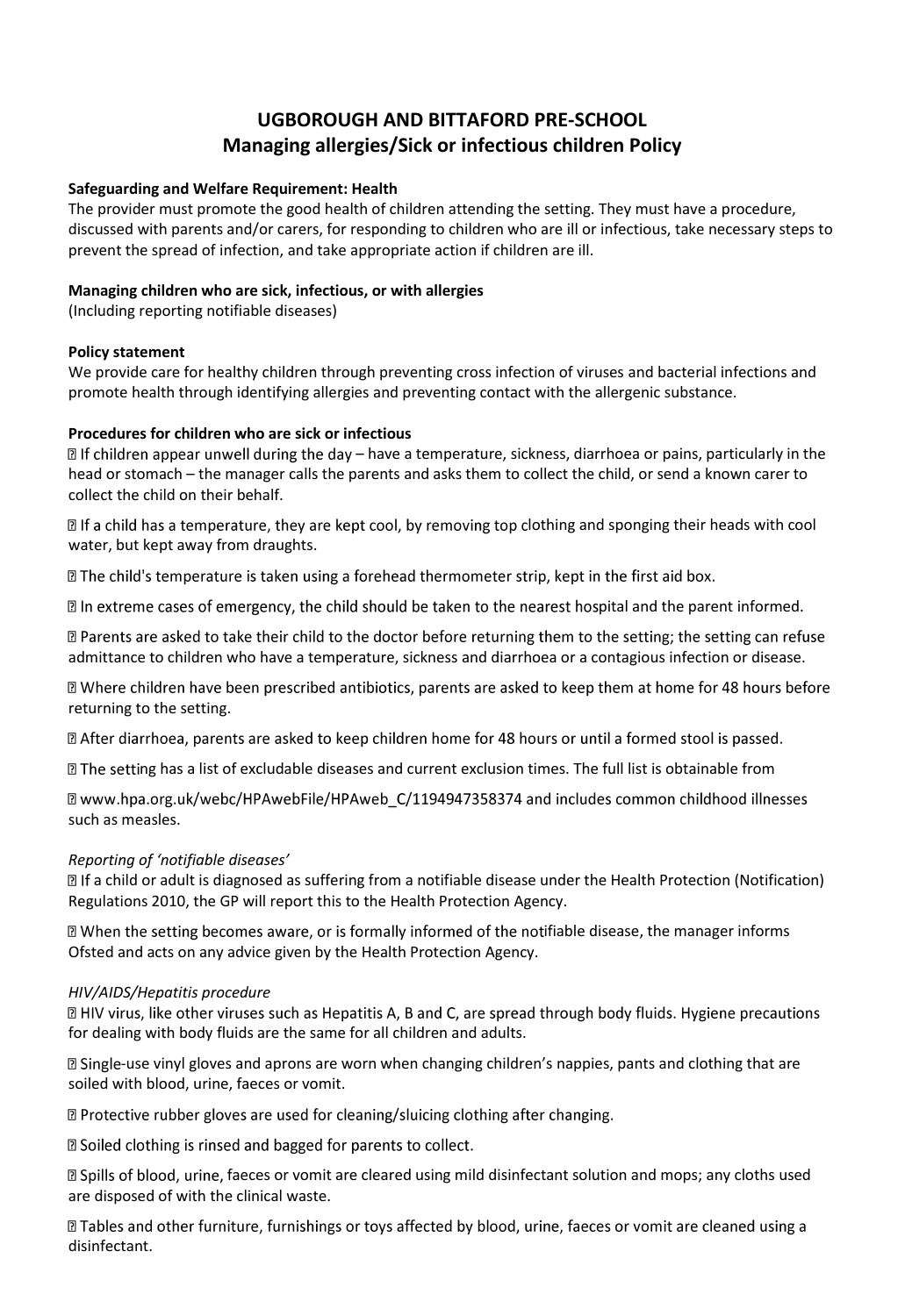# UGBOROUGH AND BITTAFORD PRE-SCHOOL
## Managing allergies/Sick or infectious children Policy

**Safeguarding and Welfare Requirement: Health**

The provider must promote the good health of children attending the setting. They must have a procedure, discussed with parents and/or carers, for responding to children who are ill or infectious, take necessary steps to prevent the spread of infection, and take appropriate action if children are ill.

**Managing children who are sick, infectious, or with allergies**

(Including reporting notifiable diseases)

**Policy statement**

We provide care for healthy children through preventing cross infection of viruses and bacterial infections and promote health through identifying allergies and preventing contact with the allergenic substance.

**Procedures for children who are sick or infectious**

- If children appear unwell during the day – have a temperature, sickness, diarrhoea or pains, particularly in the head or stomach – the manager calls the parents and asks them to collect the child, or send a known carer to collect the child on their behalf.
- If a child has a temperature, they are kept cool, by removing top clothing and sponging their heads with cool water, but kept away from draughts.
- The child's temperature is taken using a forehead thermometer strip, kept in the first aid box.
- In extreme cases of emergency, the child should be taken to the nearest hospital and the parent informed.
- Parents are asked to take their child to the doctor before returning them to the setting; the setting can refuse admittance to children who have a temperature, sickness and diarrhoea or a contagious infection or disease.
- Where children have been prescribed antibiotics, parents are asked to keep them at home for 48 hours before returning to the setting.
- After diarrhoea, parents are asked to keep children home for 48 hours or until a formed stool is passed.
- The setting has a list of excludable diseases and current exclusion times. The full list is obtainable from
- www.hpa.org.uk/webc/HPAwebFile/HPAweb_C/1194947358374 and includes common childhood illnesses such as measles.

*Reporting of 'notifiable diseases'*

- If a child or adult is diagnosed as suffering from a notifiable disease under the Health Protection (Notification) Regulations 2010, the GP will report this to the Health Protection Agency.
- When the setting becomes aware, or is formally informed of the notifiable disease, the manager informs Ofsted and acts on any advice given by the Health Protection Agency.

*HIV/AIDS/Hepatitis procedure*

- HIV virus, like other viruses such as Hepatitis A, B and C, are spread through body fluids. Hygiene precautions for dealing with body fluids are the same for all children and adults.
- Single-use vinyl gloves and aprons are worn when changing children's nappies, pants and clothing that are soiled with blood, urine, faeces or vomit.
- Protective rubber gloves are used for cleaning/sluicing clothing after changing.
- Soiled clothing is rinsed and bagged for parents to collect.
- Spills of blood, urine, faeces or vomit are cleared using mild disinfectant solution and mops; any cloths used are disposed of with the clinical waste.
- Tables and other furniture, furnishings or toys affected by blood, urine, faeces or vomit are cleaned using a disinfectant.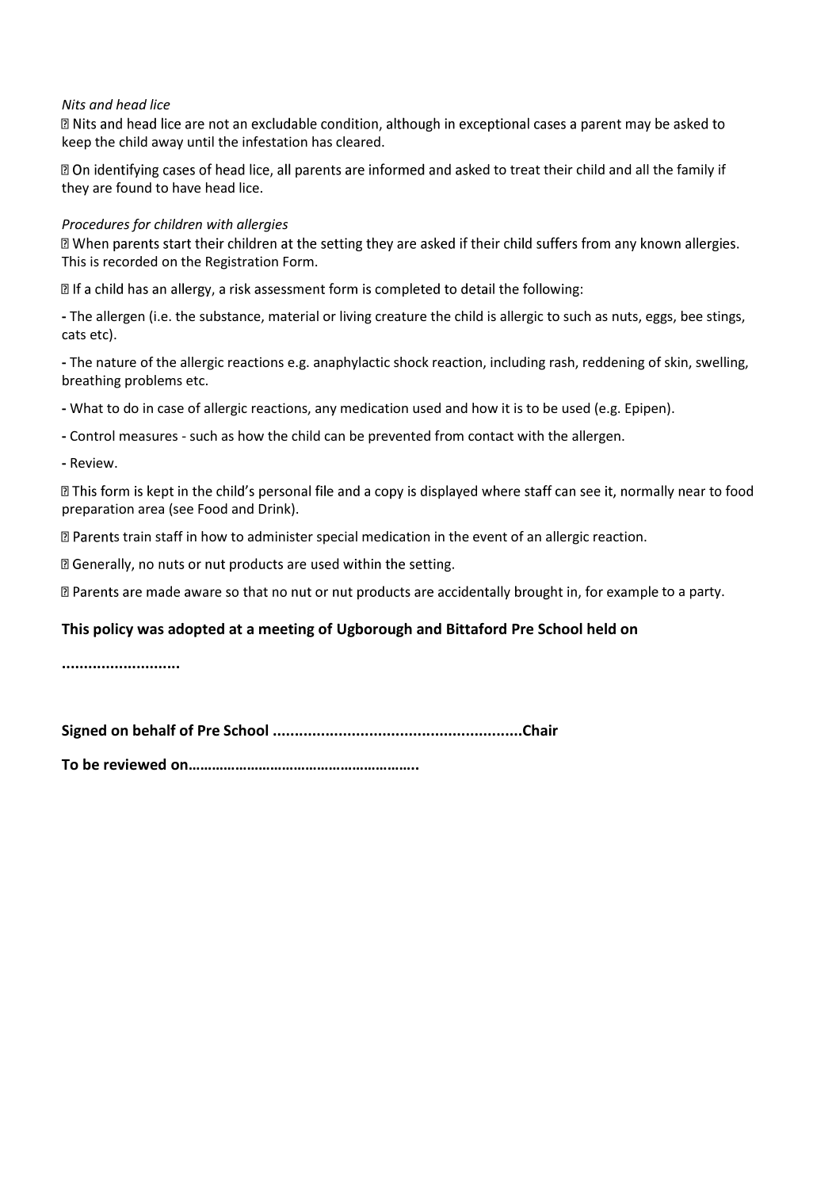*Nits and head lice*

- Nits and head lice are not an excludable condition, although in exceptional cases a parent may be asked to keep the child away until the infestation has cleared.
- On identifying cases of head lice, all parents are informed and asked to treat their child and all the family if they are found to have head lice.

*Procedures for children with allergies*

- When parents start their children at the setting they are asked if their child suffers from any known allergies. This is recorded on the Registration Form.
- If a child has an allergy, a risk assessment form is completed to detail the following:

- The allergen (i.e. the substance, material or living creature the child is allergic to such as nuts, eggs, bee stings, cats etc).

- The nature of the allergic reactions e.g. anaphylactic shock reaction, including rash, reddening of skin, swelling, breathing problems etc.

- What to do in case of allergic reactions, any medication used and how it is to be used (e.g. Epipen).

- Control measures - such as how the child can be prevented from contact with the allergen.

- Review.

- This form is kept in the child's personal file and a copy is displayed where staff can see it, normally near to food preparation area (see Food and Drink).
- Parents train staff in how to administer special medication in the event of an allergic reaction.
- Generally, no nuts or nut products are used within the setting.
- Parents are made aware so that no nut or nut products are accidentally brought in, for example to a party.

**This policy was adopted at a meeting of Ugborough and Bittaford Pre School held on**

**...........................**

**Signed on behalf of Pre School .........................................................Chair**

**To be reviewed on…………………………………………………..**